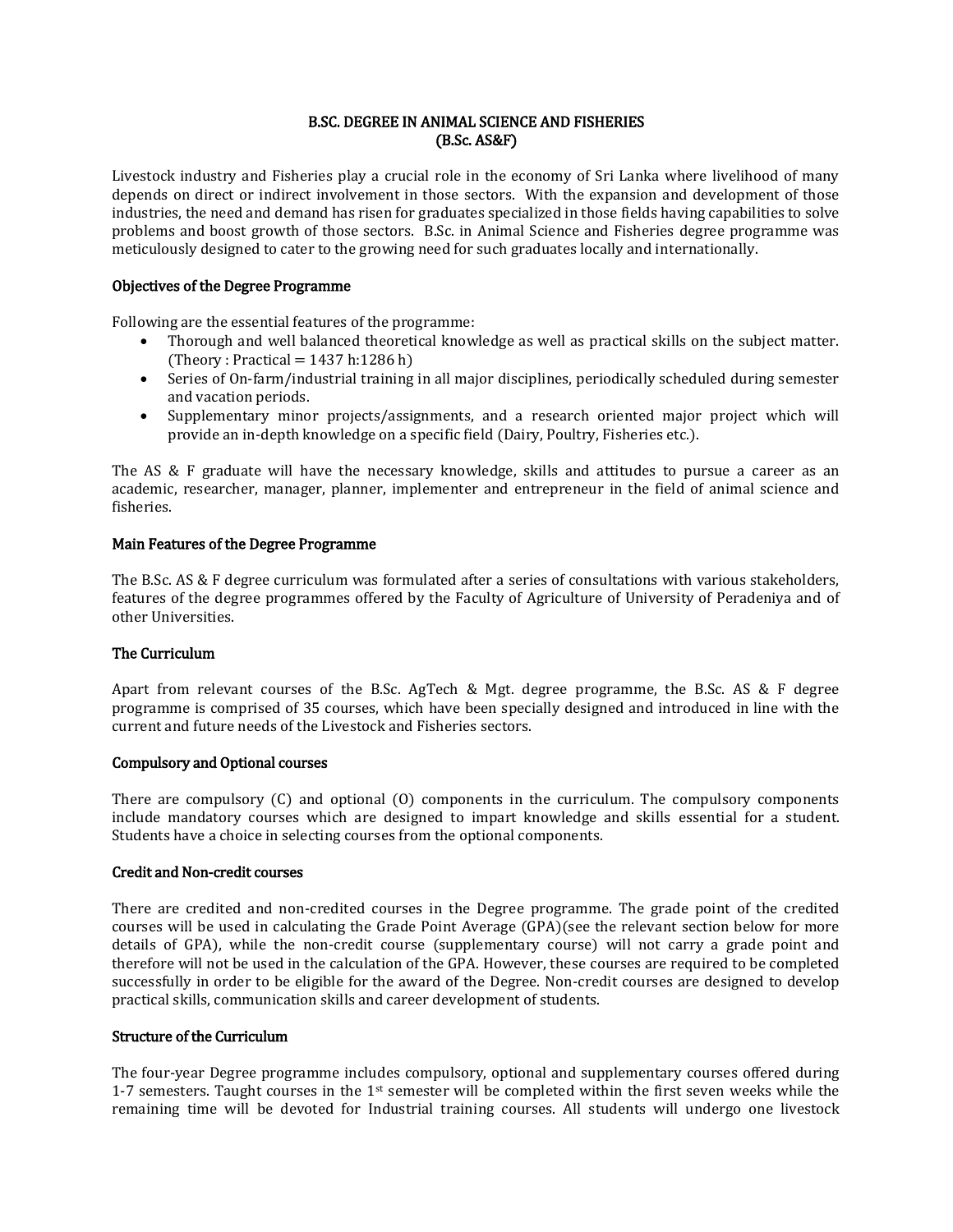# B.SC. DEGREE IN ANIMAL SCIENCE AND FISHERIES
# (B.Sc. AS&F)

Livestock industry and Fisheries play a crucial role in the economy of Sri Lanka where livelihood of many depends on direct or indirect involvement in those sectors. With the expansion and development of those industries, the need and demand has risen for graduates specialized in those fields having capabilities to solve problems and boost growth of those sectors. B.Sc. in Animal Science and Fisheries degree programme was meticulously designed to cater to the growing need for such graduates locally and internationally.

### Objectives of the Degree Programme

Following are the essential features of the programme:

- Thorough and well balanced theoretical knowledge as well as practical skills on the subject matter. (Theory : Practical = 1437 h:1286 h)
- Series of On-farm/industrial training in all major disciplines, periodically scheduled during semester and vacation periods.
- Supplementary minor projects/assignments, and a research oriented major project which will provide an in-depth knowledge on a specific field (Dairy, Poultry, Fisheries etc.).

The AS & F graduate will have the necessary knowledge, skills and attitudes to pursue a career as an academic, researcher, manager, planner, implementer and entrepreneur in the field of animal science and fisheries.

### Main Features of the Degree Programme

The B.Sc. AS & F degree curriculum was formulated after a series of consultations with various stakeholders, features of the degree programmes offered by the Faculty of Agriculture of University of Peradeniya and of other Universities.

### The Curriculum

Apart from relevant courses of the B.Sc. AgTech & Mgt. degree programme, the B.Sc. AS & F degree programme is comprised of 35 courses, which have been specially designed and introduced in line with the current and future needs of the Livestock and Fisheries sectors.

### Compulsory and Optional courses

There are compulsory (C) and optional (O) components in the curriculum. The compulsory components include mandatory courses which are designed to impart knowledge and skills essential for a student. Students have a choice in selecting courses from the optional components.

### Credit and Non-credit courses

There are credited and non-credited courses in the Degree programme. The grade point of the credited courses will be used in calculating the Grade Point Average (GPA)(see the relevant section below for more details of GPA), while the non-credit course (supplementary course) will not carry a grade point and therefore will not be used in the calculation of the GPA. However, these courses are required to be completed successfully in order to be eligible for the award of the Degree. Non-credit courses are designed to develop practical skills, communication skills and career development of students.

### Structure of the Curriculum

The four-year Degree programme includes compulsory, optional and supplementary courses offered during 1-7 semesters. Taught courses in the 1st semester will be completed within the first seven weeks while the remaining time will be devoted for Industrial training courses. All students will undergo one livestock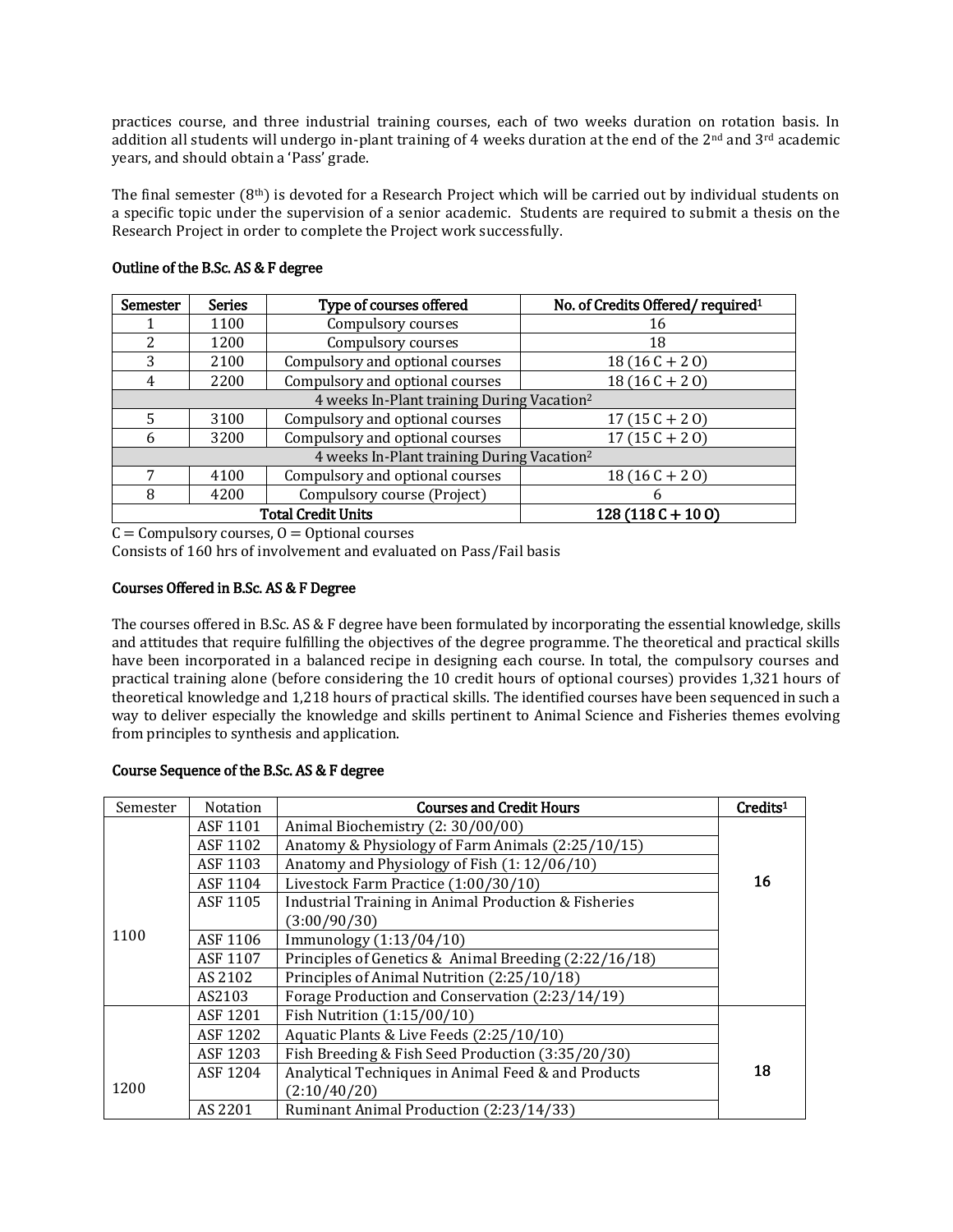practices course, and three industrial training courses, each of two weeks duration on rotation basis. In addition all students will undergo in-plant training of 4 weeks duration at the end of the 2nd and 3rd academic years, and should obtain a 'Pass' grade.

The final semester (8th) is devoted for a Research Project which will be carried out by individual students on a specific topic under the supervision of a senior academic. Students are required to submit a thesis on the Research Project in order to complete the Project work successfully.

### Outline of the B.Sc. AS & F degree

| Semester | Series | Type of courses offered | No. of Credits Offered/ required[1] |
|---|---|---|---|
| 1 | 1100 | Compulsory courses | 16 |
| 2 | 1200 | Compulsory courses | 18 |
| 3 | 2100 | Compulsory and optional courses | 18 (16 C + 2 O) |
| 4 | 2200 | Compulsory and optional courses | 18 (16 C + 2 O) |
| 4 weeks In-Plant training During Vacation[2] | | | |
| 5 | 3100 | Compulsory and optional courses | 17 (15 C + 2 O) |
| 6 | 3200 | Compulsory and optional courses | 17 (15 C + 2 O) |
| 4 weeks In-Plant training During Vacation[2] | | | |
| 7 | 4100 | Compulsory and optional courses | 18 (16 C + 2 O) |
| 8 | 4200 | Compulsory course (Project) | 6 |
| Total Credit Units | | | 128 (118 C + 10 O) |

C = Compulsory courses, O = Optional courses

Consists of 160 hrs of involvement and evaluated on Pass/Fail basis

### Courses Offered in B.Sc. AS & F Degree

The courses offered in B.Sc. AS & F degree have been formulated by incorporating the essential knowledge, skills and attitudes that require fulfilling the objectives of the degree programme. The theoretical and practical skills have been incorporated in a balanced recipe in designing each course. In total, the compulsory courses and practical training alone (before considering the 10 credit hours of optional courses) provides 1,321 hours of theoretical knowledge and 1,218 hours of practical skills. The identified courses have been sequenced in such a way to deliver especially the knowledge and skills pertinent to Animal Science and Fisheries themes evolving from principles to synthesis and application.

### Course Sequence of the B.Sc. AS & F degree

| Semester | Notation | Courses and Credit Hours | Credits[1] |
|---|---|---|---|
| 1100 | ASF 1101 | Animal Biochemistry (2: 30/00/00) | 16 |
| | ASF 1102 | Anatomy & Physiology of Farm Animals (2:25/10/15) | |
| | ASF 1103 | Anatomy and Physiology of Fish (1: 12/06/10) | |
| | ASF 1104 | Livestock Farm Practice (1:00/30/10) | |
| | ASF 1105 | Industrial Training in Animal Production & Fisheries (3:00/90/30) | |
| | ASF 1106 | Immunology (1:13/04/10) | |
| | ASF 1107 | Principles of Genetics & Animal Breeding (2:22/16/18) | |
| | AS 2102 | Principles of Animal Nutrition (2:25/10/18) | |
| | AS2103 | Forage Production and Conservation (2:23/14/19) | |
| 1200 | ASF 1201 | Fish Nutrition (1:15/00/10) | 18 |
| | ASF 1202 | Aquatic Plants & Live Feeds (2:25/10/10) | |
| | ASF 1203 | Fish Breeding & Fish Seed Production (3:35/20/30) | |
| | ASF 1204 | Analytical Techniques in Animal Feed & and Products (2:10/40/20) | |
| | AS 2201 | Ruminant Animal Production (2:23/14/33) | |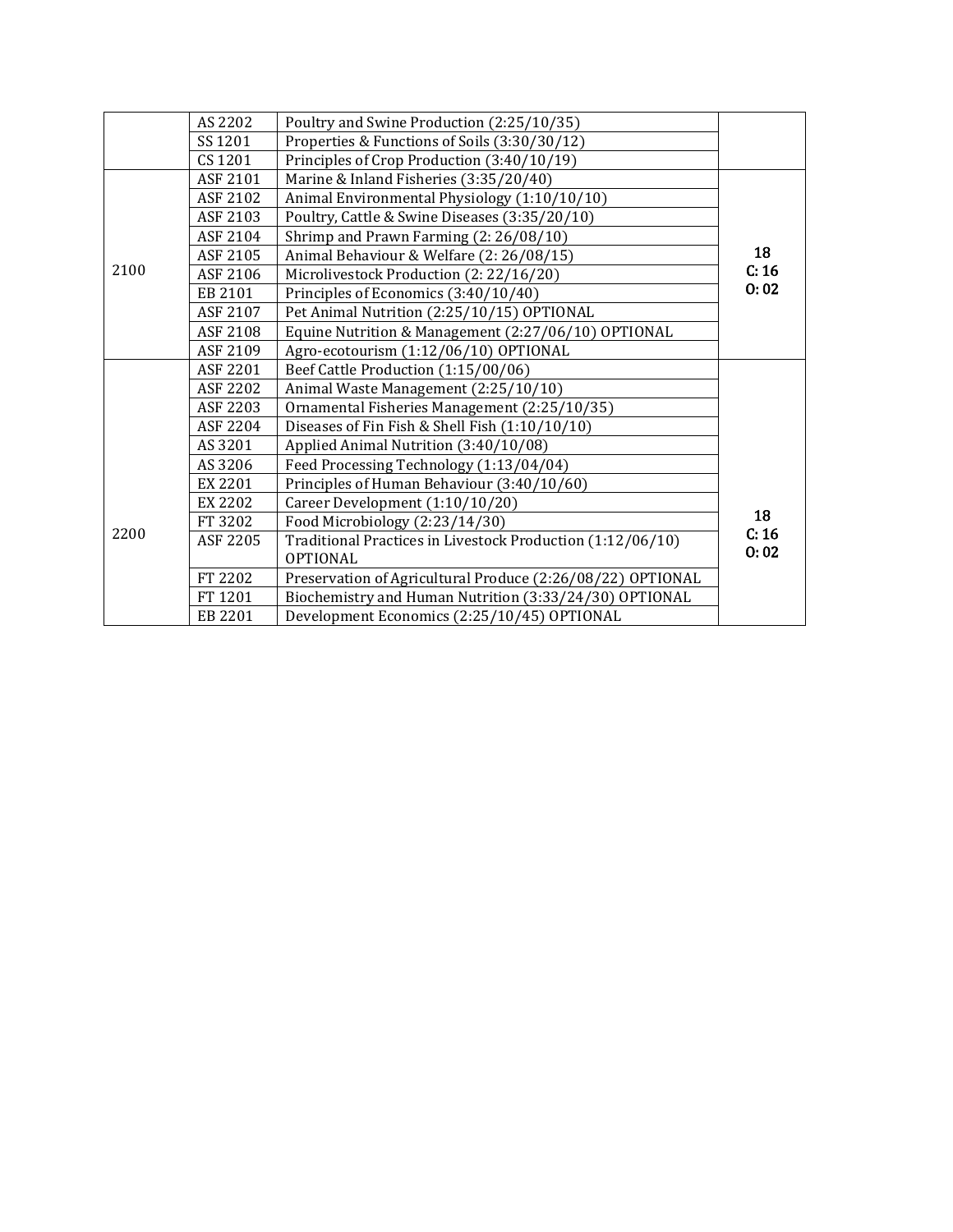| | | | |
|---|---|---|---|
| | AS 2202 | Poultry and Swine Production (2:25/10/35) | |
| | SS 1201 | Properties & Functions of Soils (3:30/30/12) | |
| | CS 1201 | Principles of Crop Production (3:40/10/19) | |
| 2100 | ASF 2101 | Marine & Inland Fisheries (3:35/20/40) | 18<br>C: 16<br>O: 02 |
| | ASF 2102 | Animal Environmental Physiology (1:10/10/10) | |
| | ASF 2103 | Poultry, Cattle & Swine Diseases (3:35/20/10) | |
| | ASF 2104 | Shrimp and Prawn Farming (2: 26/08/10) | |
| | ASF 2105 | Animal Behaviour & Welfare (2: 26/08/15) | |
| | ASF 2106 | Microlivestock Production (2: 22/16/20) | |
| | EB 2101 | Principles of Economics (3:40/10/40) | |
| | ASF 2107 | Pet Animal Nutrition (2:25/10/15) OPTIONAL | |
| | ASF 2108 | Equine Nutrition & Management (2:27/06/10) OPTIONAL | |
| | ASF 2109 | Agro-ecotourism (1:12/06/10) OPTIONAL | |
| 2200 | ASF 2201 | Beef Cattle Production (1:15/00/06) | 18<br>C: 16<br>O: 02 |
| | ASF 2202 | Animal Waste Management (2:25/10/10) | |
| | ASF 2203 | Ornamental Fisheries Management (2:25/10/35) | |
| | ASF 2204 | Diseases of Fin Fish & Shell Fish (1:10/10/10) | |
| | AS 3201 | Applied Animal Nutrition (3:40/10/08) | |
| | AS 3206 | Feed Processing Technology (1:13/04/04) | |
| | EX 2201 | Principles of Human Behaviour (3:40/10/60) | |
| | EX 2202 | Career Development (1:10/10/20) | |
| | FT 3202 | Food Microbiology (2:23/14/30) | |
| | ASF 2205 | Traditional Practices in Livestock Production (1:12/06/10) OPTIONAL | |
| | FT 2202 | Preservation of Agricultural Produce (2:26/08/22) OPTIONAL | |
| | FT 1201 | Biochemistry and Human Nutrition (3:33/24/30) OPTIONAL | |
| | EB 2201 | Development Economics (2:25/10/45) OPTIONAL | |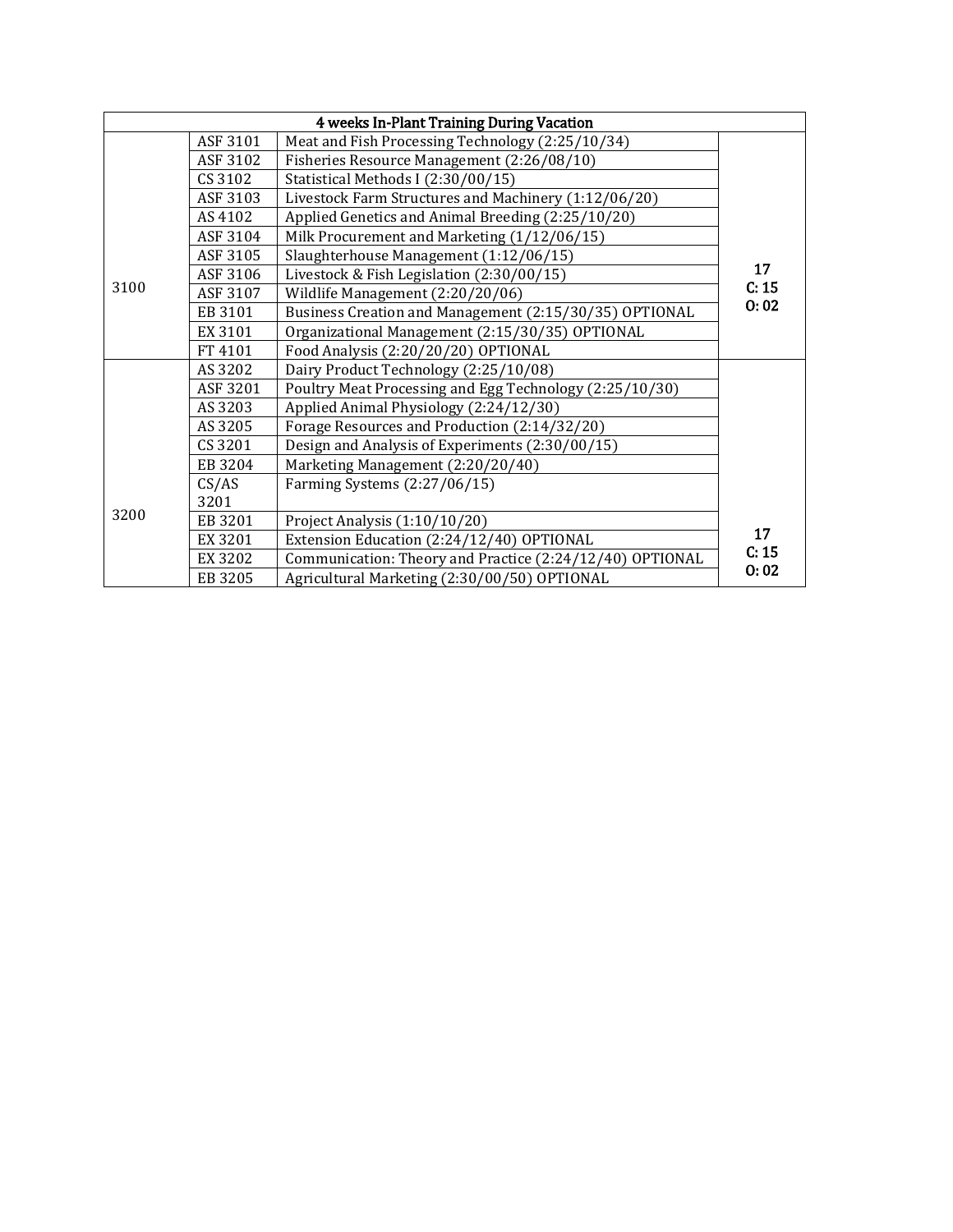| 4 weeks In-Plant Training During Vacation | | | |
|---|---|---|---|
| 3100 | ASF 3101 | Meat and Fish Processing Technology (2:25/10/34) | 17<br>C: 15<br>O: 02 |
| | ASF 3102 | Fisheries Resource Management (2:26/08/10) | |
| | CS 3102 | Statistical Methods I (2:30/00/15) | |
| | ASF 3103 | Livestock Farm Structures and Machinery (1:12/06/20) | |
| | AS 4102 | Applied Genetics and Animal Breeding (2:25/10/20) | |
| | ASF 3104 | Milk Procurement and Marketing (1/12/06/15) | |
| | ASF 3105 | Slaughterhouse Management (1:12/06/15) | |
| | ASF 3106 | Livestock & Fish Legislation (2:30/00/15) | |
| | ASF 3107 | Wildlife Management (2:20/20/06) | |
| | EB 3101 | Business Creation and Management (2:15/30/35) OPTIONAL | |
| | EX 3101 | Organizational Management (2:15/30/35) OPTIONAL | |
| | FT 4101 | Food Analysis (2:20/20/20) OPTIONAL | |
| 3200 | AS 3202 | Dairy Product Technology (2:25/10/08) | 17<br>C: 15<br>O: 02 |
| | ASF 3201 | Poultry Meat Processing and Egg Technology (2:25/10/30) | |
| | AS 3203 | Applied Animal Physiology (2:24/12/30) | |
| | AS 3205 | Forage Resources and Production (2:14/32/20) | |
| | CS 3201 | Design and Analysis of Experiments (2:30/00/15) | |
| | EB 3204 | Marketing Management (2:20/20/40) | |
| | CS/AS 3201 | Farming Systems (2:27/06/15) | |
| | EB 3201 | Project Analysis (1:10/10/20) | |
| | EX 3201 | Extension Education (2:24/12/40) OPTIONAL | |
| | EX 3202 | Communication: Theory and Practice (2:24/12/40) OPTIONAL | |
| | EB 3205 | Agricultural Marketing (2:30/00/50) OPTIONAL | |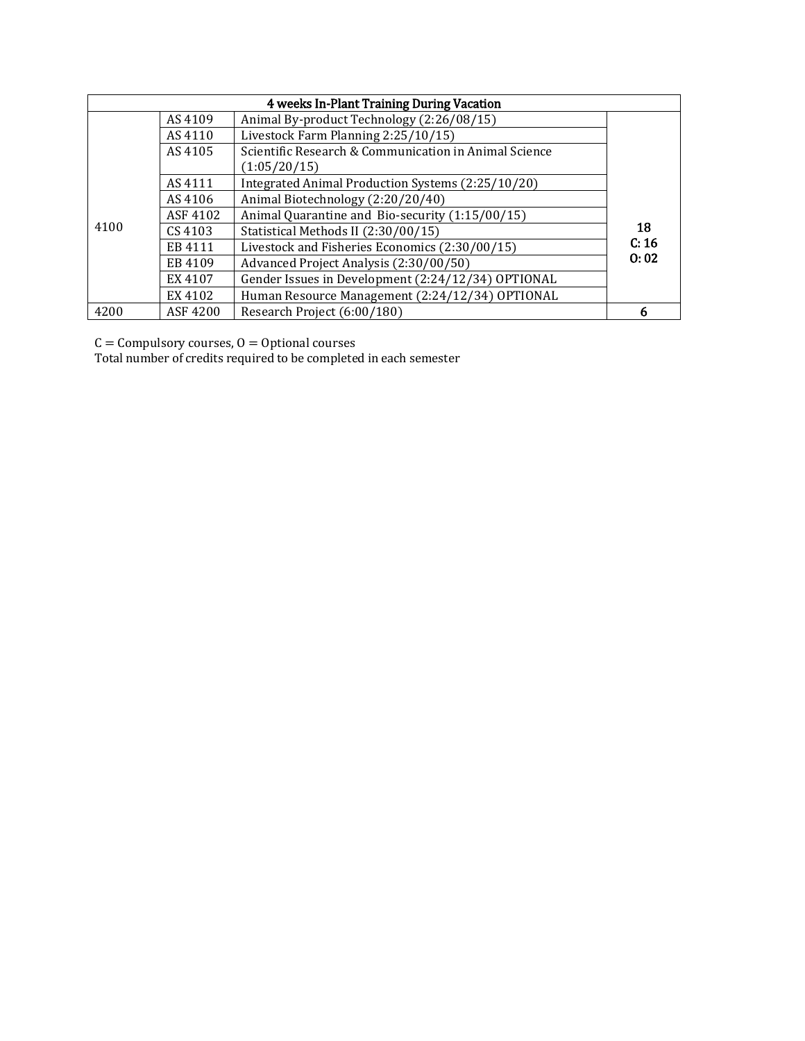| 4 weeks In-Plant Training During Vacation | | | |
|---|---|---|---|
| 4100 | AS 4109 | Animal By-product Technology (2:26/08/15) | 18<br>C: 16<br>O: 02 |
| | AS 4110 | Livestock Farm Planning 2:25/10/15) | |
| | AS 4105 | Scientific Research & Communication in Animal Science (1:05/20/15) | |
| | AS 4111 | Integrated Animal Production Systems (2:25/10/20) | |
| | AS 4106 | Animal Biotechnology (2:20/20/40) | |
| | ASF 4102 | Animal Quarantine and Bio-security (1:15/00/15) | |
| | CS 4103 | Statistical Methods II (2:30/00/15) | |
| | EB 4111 | Livestock and Fisheries Economics (2:30/00/15) | |
| | EB 4109 | Advanced Project Analysis (2:30/00/50) | |
| | EX 4107 | Gender Issues in Development (2:24/12/34) OPTIONAL | |
| | EX 4102 | Human Resource Management (2:24/12/34) OPTIONAL | |
| 4200 | ASF 4200 | Research Project (6:00/180) | 6 |

C = Compulsory courses, O = Optional courses
Total number of credits required to be completed in each semester